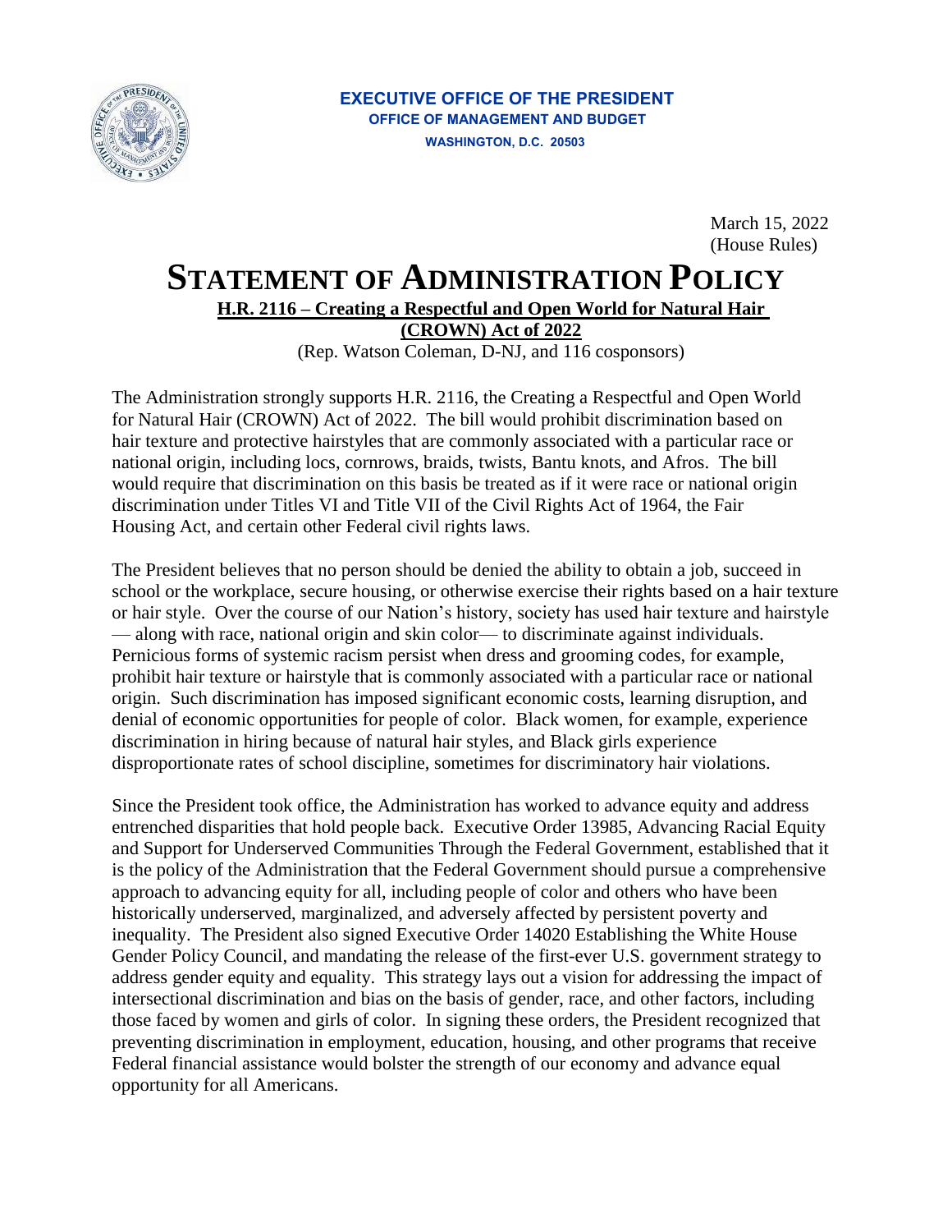**EXECUTIVE OFFICE OF THE PRESIDENT**
**OFFICE OF MANAGEMENT AND BUDGET**
**WASHINGTON, D.C. 20503**

March 15, 2022
(House Rules)

# STATEMENT OF ADMINISTRATION POLICY

## H.R. 2116 – Creating a Respectful and Open World for Natural Hair (CROWN) Act of 2022

(Rep. Watson Coleman, D-NJ, and 116 cosponsors)

The Administration strongly supports H.R. 2116, the Creating a Respectful and Open World for Natural Hair (CROWN) Act of 2022. The bill would prohibit discrimination based on hair texture and protective hairstyles that are commonly associated with a particular race or national origin, including locs, cornrows, braids, twists, Bantu knots, and Afros. The bill would require that discrimination on this basis be treated as if it were race or national origin discrimination under Titles VI and Title VII of the Civil Rights Act of 1964, the Fair Housing Act, and certain other Federal civil rights laws.

The President believes that no person should be denied the ability to obtain a job, succeed in school or the workplace, secure housing, or otherwise exercise their rights based on a hair texture or hair style. Over the course of our Nation's history, society has used hair texture and hairstyle — along with race, national origin and skin color— to discriminate against individuals. Pernicious forms of systemic racism persist when dress and grooming codes, for example, prohibit hair texture or hairstyle that is commonly associated with a particular race or national origin. Such discrimination has imposed significant economic costs, learning disruption, and denial of economic opportunities for people of color. Black women, for example, experience discrimination in hiring because of natural hair styles, and Black girls experience disproportionate rates of school discipline, sometimes for discriminatory hair violations.

Since the President took office, the Administration has worked to advance equity and address entrenched disparities that hold people back. Executive Order 13985, Advancing Racial Equity and Support for Underserved Communities Through the Federal Government, established that it is the policy of the Administration that the Federal Government should pursue a comprehensive approach to advancing equity for all, including people of color and others who have been historically underserved, marginalized, and adversely affected by persistent poverty and inequality. The President also signed Executive Order 14020 Establishing the White House Gender Policy Council, and mandating the release of the first-ever U.S. government strategy to address gender equity and equality. This strategy lays out a vision for addressing the impact of intersectional discrimination and bias on the basis of gender, race, and other factors, including those faced by women and girls of color. In signing these orders, the President recognized that preventing discrimination in employment, education, housing, and other programs that receive Federal financial assistance would bolster the strength of our economy and advance equal opportunity for all Americans.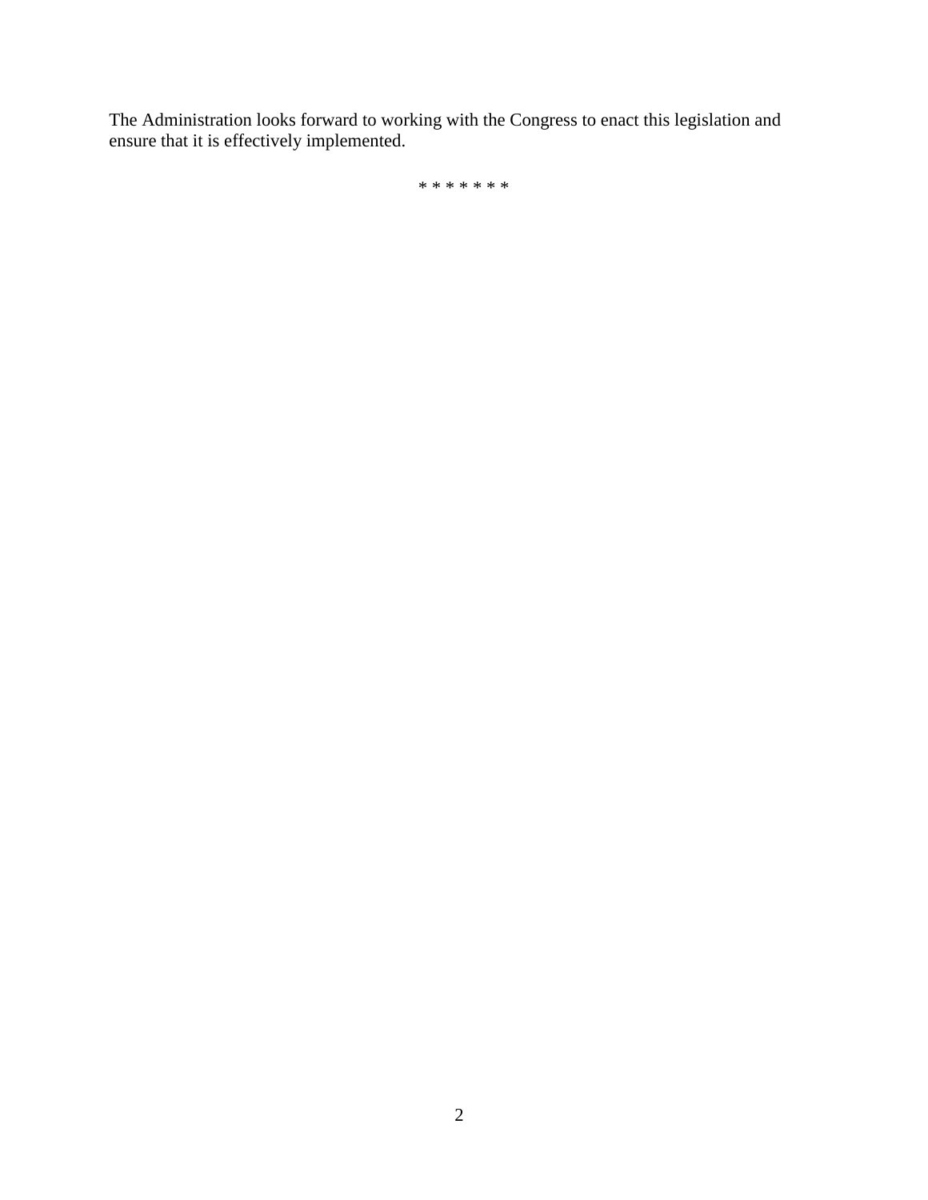The Administration looks forward to working with the Congress to enact this legislation and ensure that it is effectively implemented.

<p align="center">* * * * * * *</p>